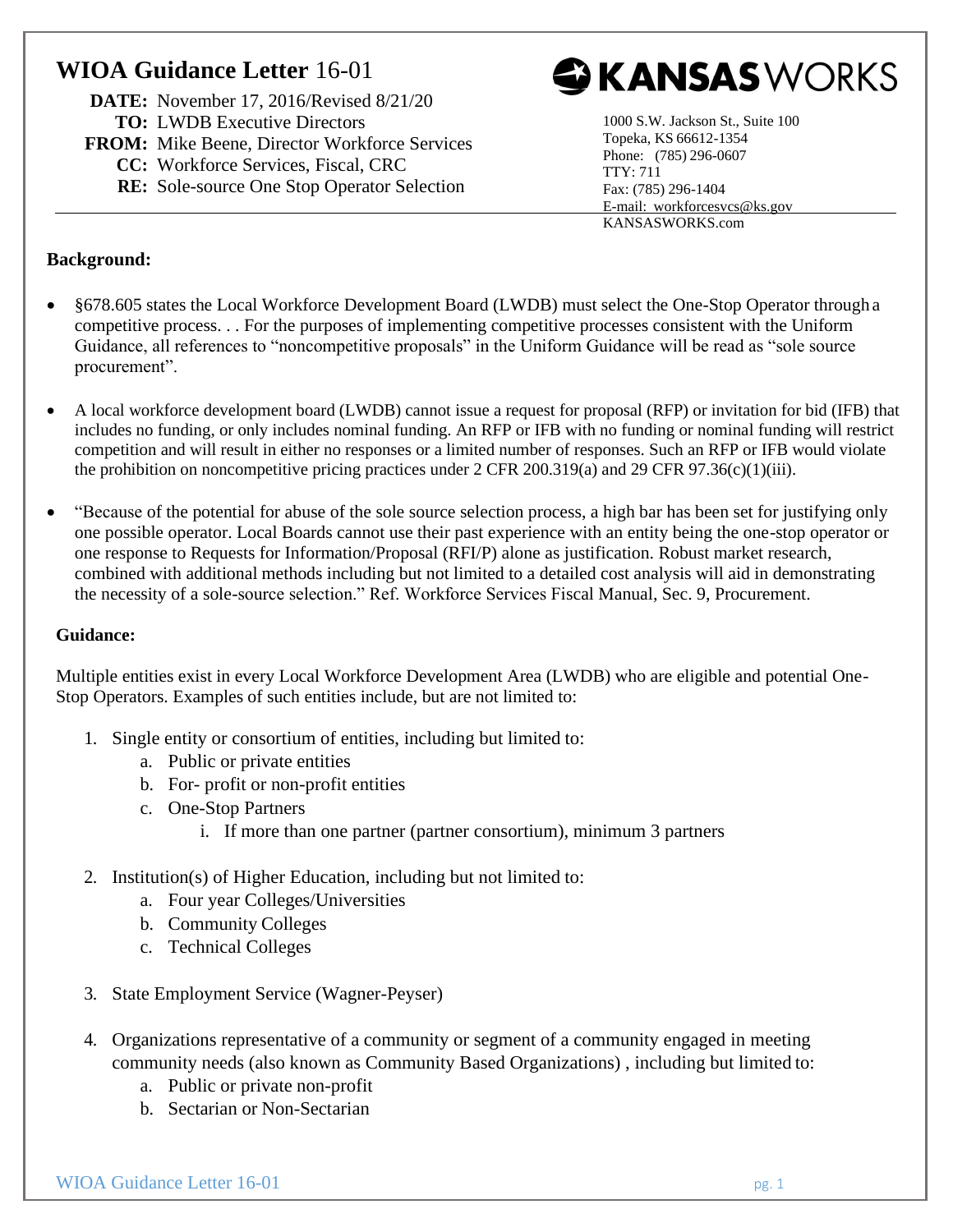# WIOA Guidance Letter 16-01

**DATE:** November 17, 2016/Revised 8/21/20
**TO:** LWDB Executive Directors
**FROM:** Mike Beene, Director Workforce Services
**CC:** Workforce Services, Fiscal, CRC
**RE:** Sole-source One Stop Operator Selection

KANSASWORKS
1000 S.W. Jackson St., Suite 100
Topeka, KS 66612-1354
Phone: (785) 296-0607
TTY: 711
Fax: (785) 296-1404
E-mail: workforcesvcs@ks.gov
KANSASWORKS.com

**Background:**

- §678.605 states the Local Workforce Development Board (LWDB) must select the One-Stop Operator through a competitive process. . . For the purposes of implementing competitive processes consistent with the Uniform Guidance, all references to "noncompetitive proposals" in the Uniform Guidance will be read as "sole source procurement".
- A local workforce development board (LWDB) cannot issue a request for proposal (RFP) or invitation for bid (IFB) that includes no funding, or only includes nominal funding. An RFP or IFB with no funding or nominal funding will restrict competition and will result in either no responses or a limited number of responses. Such an RFP or IFB would violate the prohibition on noncompetitive pricing practices under 2 CFR 200.319(a) and 29 CFR 97.36(c)(1)(iii).
- "Because of the potential for abuse of the sole source selection process, a high bar has been set for justifying only one possible operator. Local Boards cannot use their past experience with an entity being the one-stop operator or one response to Requests for Information/Proposal (RFI/P) alone as justification. Robust market research, combined with additional methods including but not limited to a detailed cost analysis will aid in demonstrating the necessity of a sole-source selection." Ref. Workforce Services Fiscal Manual, Sec. 9, Procurement.

**Guidance:**

Multiple entities exist in every Local Workforce Development Area (LWDB) who are eligible and potential One-Stop Operators. Examples of such entities include, but are not limited to:

1. Single entity or consortium of entities, including but limited to:
   a. Public or private entities
   b. For- profit or non-profit entities
   c. One-Stop Partners
      i. If more than one partner (partner consortium), minimum 3 partners
2. Institution(s) of Higher Education, including but not limited to:
   a. Four year Colleges/Universities
   b. Community Colleges
   c. Technical Colleges
3. State Employment Service (Wagner-Peyser)
4. Organizations representative of a community or segment of a community engaged in meeting community needs (also known as Community Based Organizations) , including but limited to:
   a. Public or private non-profit
   b. Sectarian or Non-Sectarian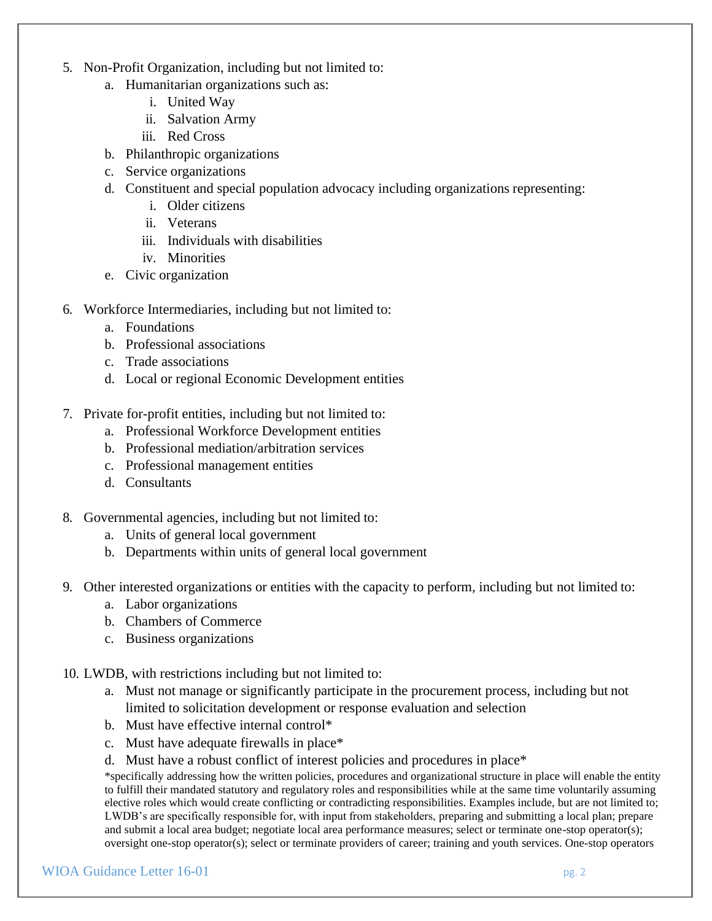5. Non-Profit Organization, including but not limited to:
    a. Humanitarian organizations such as:
        i. United Way
        ii. Salvation Army
        iii. Red Cross
    b. Philanthropic organizations
    c. Service organizations
    d. Constituent and special population advocacy including organizations representing:
        i. Older citizens
        ii. Veterans
        iii. Individuals with disabilities
        iv. Minorities
    e. Civic organization

6. Workforce Intermediaries, including but not limited to:
    a. Foundations
    b. Professional associations
    c. Trade associations
    d. Local or regional Economic Development entities

7. Private for-profit entities, including but not limited to:
    a. Professional Workforce Development entities
    b. Professional mediation/arbitration services
    c. Professional management entities
    d. Consultants

8. Governmental agencies, including but not limited to:
    a. Units of general local government
    b. Departments within units of general local government

9. Other interested organizations or entities with the capacity to perform, including but not limited to:
    a. Labor organizations
    b. Chambers of Commerce
    c. Business organizations

10. LWDB, with restrictions including but not limited to:
    a. Must not manage or significantly participate in the procurement process, including but not limited to solicitation development or response evaluation and selection
    b. Must have effective internal control*
    c. Must have adequate firewalls in place*
    d. Must have a robust conflict of interest policies and procedures in place*

*specifically addressing how the written policies, procedures and organizational structure in place will enable the entity to fulfill their mandated statutory and regulatory roles and responsibilities while at the same time voluntarily assuming elective roles which would create conflicting or contradicting responsibilities. Examples include, but are not limited to; LWDB's are specifically responsible for, with input from stakeholders, preparing and submitting a local plan; prepare and submit a local area budget; negotiate local area performance measures; select or terminate one-stop operator(s); oversight one-stop operator(s); select or terminate providers of career; training and youth services. One-stop operators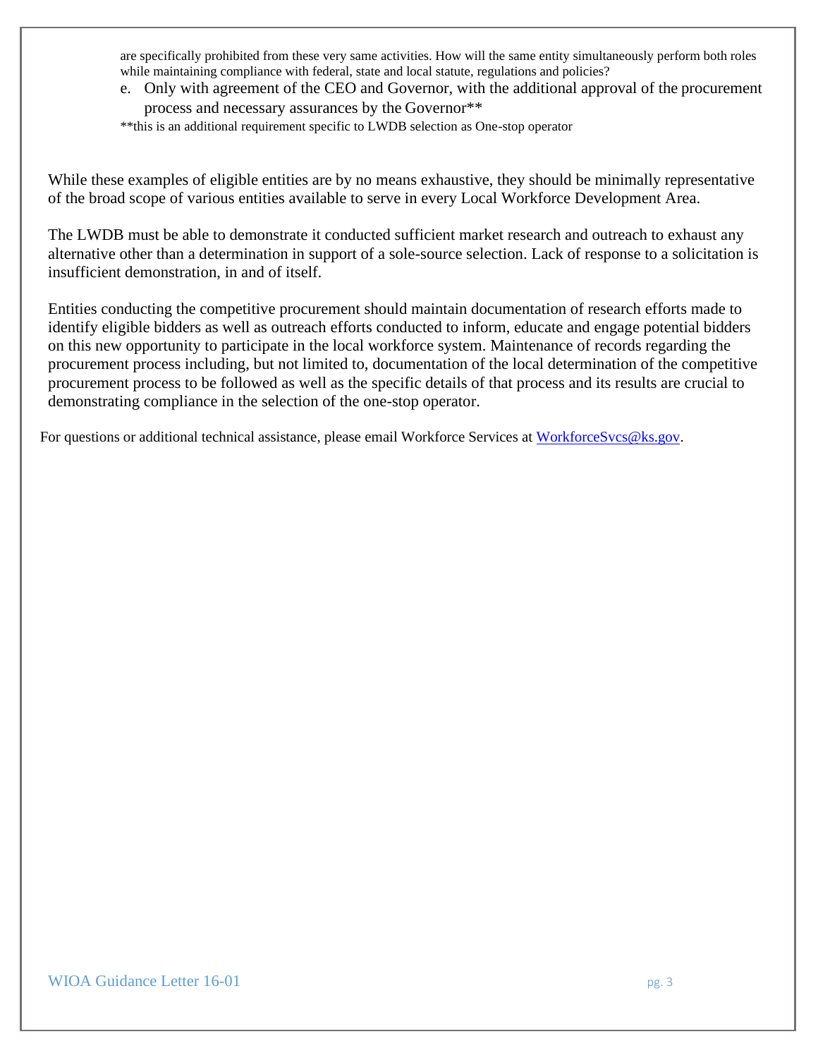are specifically prohibited from these very same activities. How will the same entity simultaneously perform both roles while maintaining compliance with federal, state and local statute, regulations and policies?

e. Only with agreement of the CEO and Governor, with the additional approval of the procurement process and necessary assurances by the Governor**

**this is an additional requirement specific to LWDB selection as One-stop operator

While these examples of eligible entities are by no means exhaustive, they should be minimally representative of the broad scope of various entities available to serve in every Local Workforce Development Area.

The LWDB must be able to demonstrate it conducted sufficient market research and outreach to exhaust any alternative other than a determination in support of a sole-source selection. Lack of response to a solicitation is insufficient demonstration, in and of itself.

Entities conducting the competitive procurement should maintain documentation of research efforts made to identify eligible bidders as well as outreach efforts conducted to inform, educate and engage potential bidders on this new opportunity to participate in the local workforce system. Maintenance of records regarding the procurement process including, but not limited to, documentation of the local determination of the competitive procurement process to be followed as well as the specific details of that process and its results are crucial to demonstrating compliance in the selection of the one-stop operator.

For questions or additional technical assistance, please email Workforce Services at [WorkforceSvcs@ks.gov](mailto:WorkforceSvcs@ks.gov).